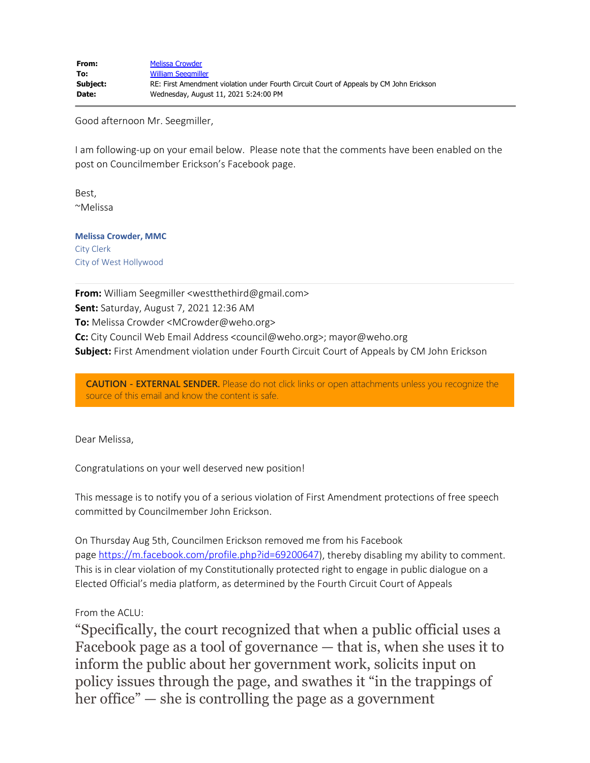| | |
|---|---|
| **From:** | Melissa Crowder |
| **To:** | William Seegmiller |
| **Subject:** | RE: First Amendment violation under Fourth Circuit Court of Appeals by CM John Erickson |
| **Date:** | Wednesday, August 11, 2021 5:24:00 PM |

---

Good afternoon Mr. Seegmiller,

I am following-up on your email below. Please note that the comments have been enabled on the post on Councilmember Erickson's Facebook page.

Best,
~Melissa

**Melissa Crowder, MMC**
City Clerk
City of West Hollywood

---

**From:** William Seegmiller <westthethird@gmail.com>
**Sent:** Saturday, August 7, 2021 12:36 AM
**To:** Melissa Crowder <MCrowder@weho.org>
**Cc:** City Council Web Email Address <council@weho.org>; mayor@weho.org
**Subject:** First Amendment violation under Fourth Circuit Court of Appeals by CM John Erickson

**CAUTION - EXTERNAL SENDER.** Please do not click links or open attachments unless you recognize the source of this email and know the content is safe.

Dear Melissa,

Congratulations on your well deserved new position!

This message is to notify you of a serious violation of First Amendment protections of free speech committed by Councilmember John Erickson.

On Thursday Aug 5th, Councilmen Erickson removed me from his Facebook page https://m.facebook.com/profile.php?id=69200647), thereby disabling my ability to comment. This is in clear violation of my Constitutionally protected right to engage in public dialogue on a Elected Official's media platform, as determined by the Fourth Circuit Court of Appeals

From the ACLU:

"Specifically, the court recognized that when a public official uses a Facebook page as a tool of governance — that is, when she uses it to inform the public about her government work, solicits input on policy issues through the page, and swathes it "in the trappings of her office" — she is controlling the page as a government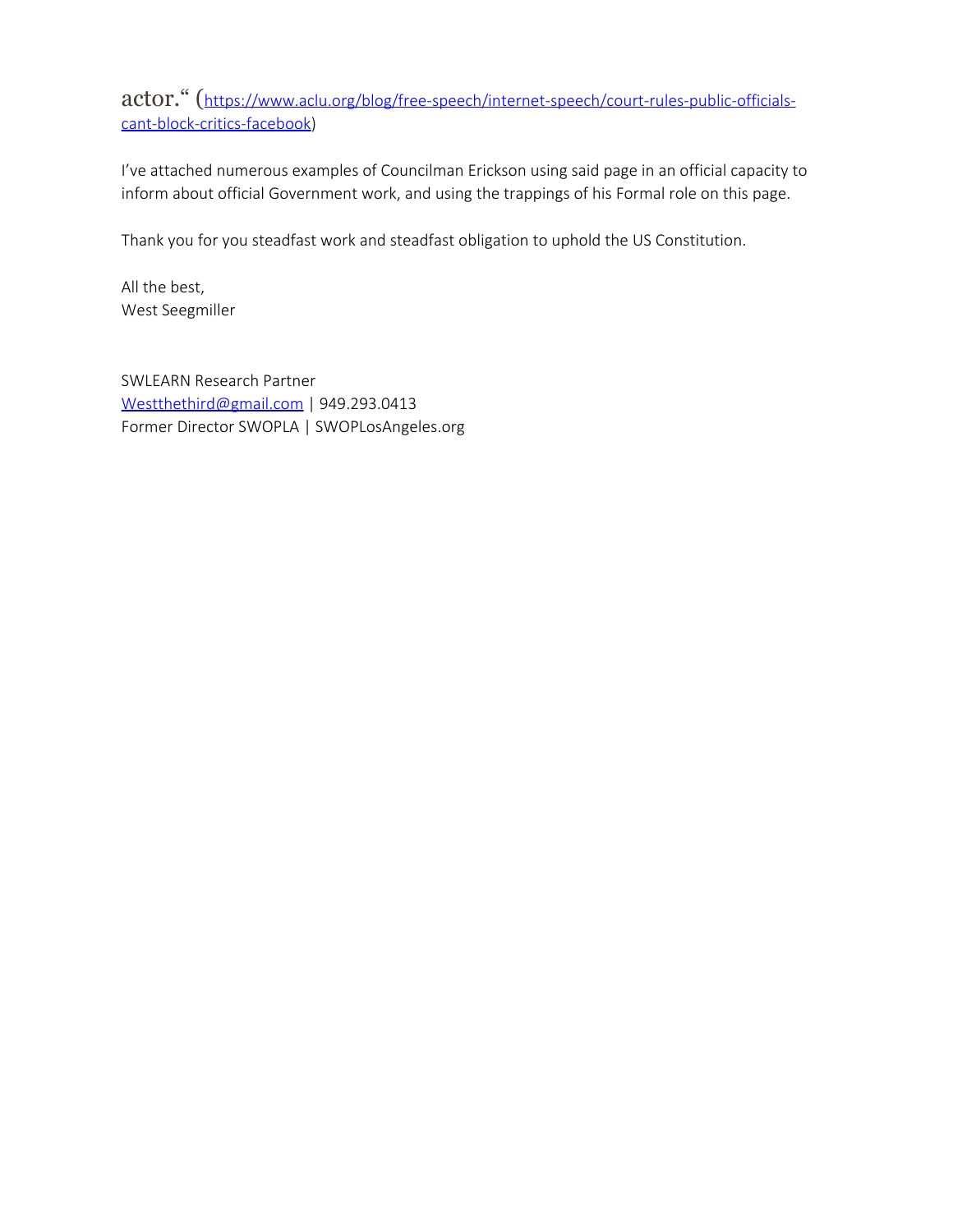actor." (https://www.aclu.org/blog/free-speech/internet-speech/court-rules-public-officials-cant-block-critics-facebook)

I've attached numerous examples of Councilman Erickson using said page in an official capacity to inform about official Government work, and using the trappings of his Formal role on this page.

Thank you for you steadfast work and steadfast obligation to uphold the US Constitution.

All the best,
West Seegmiller

SWLEARN Research Partner
Westthethird@gmail.com | 949.293.0413
Former Director SWOPLA | SWOPLosAngeles.org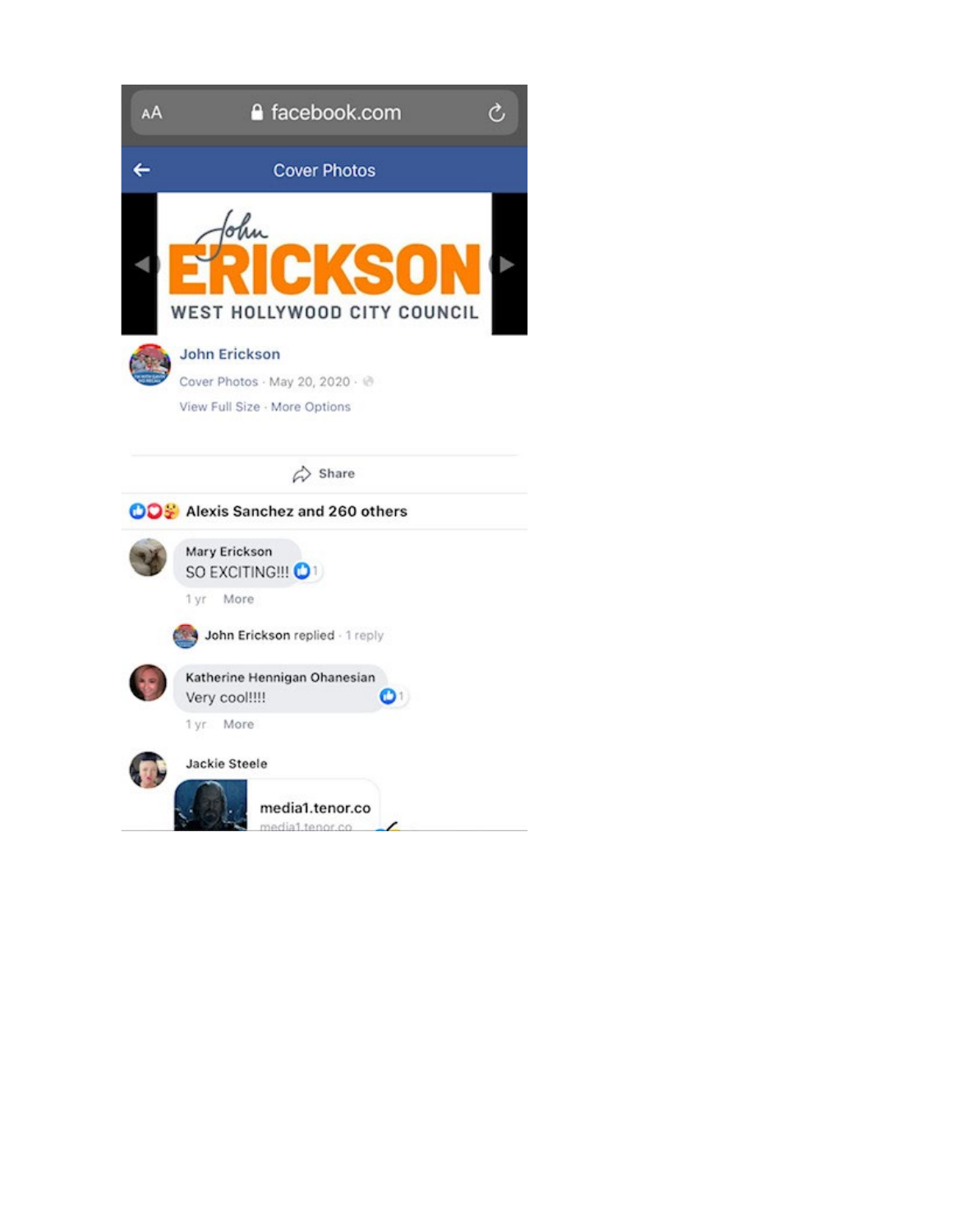AA facebook.com

Cover Photos

John

ERICKSON

WEST HOLLYWOOD CITY COUNCIL

John Erickson

Cover Photos · May 20, 2020 ·

View Full Size · More Options

Share

Alexis Sanchez and 260 others

Mary Erickson
SO EXCITING!!! 1

1 yr More

John Erickson replied · 1 reply

Katherine Hennigan Ohanesian
Very cool!!!! 1

1 yr More

Jackie Steele

media1.tenor.co
media1.tenor.co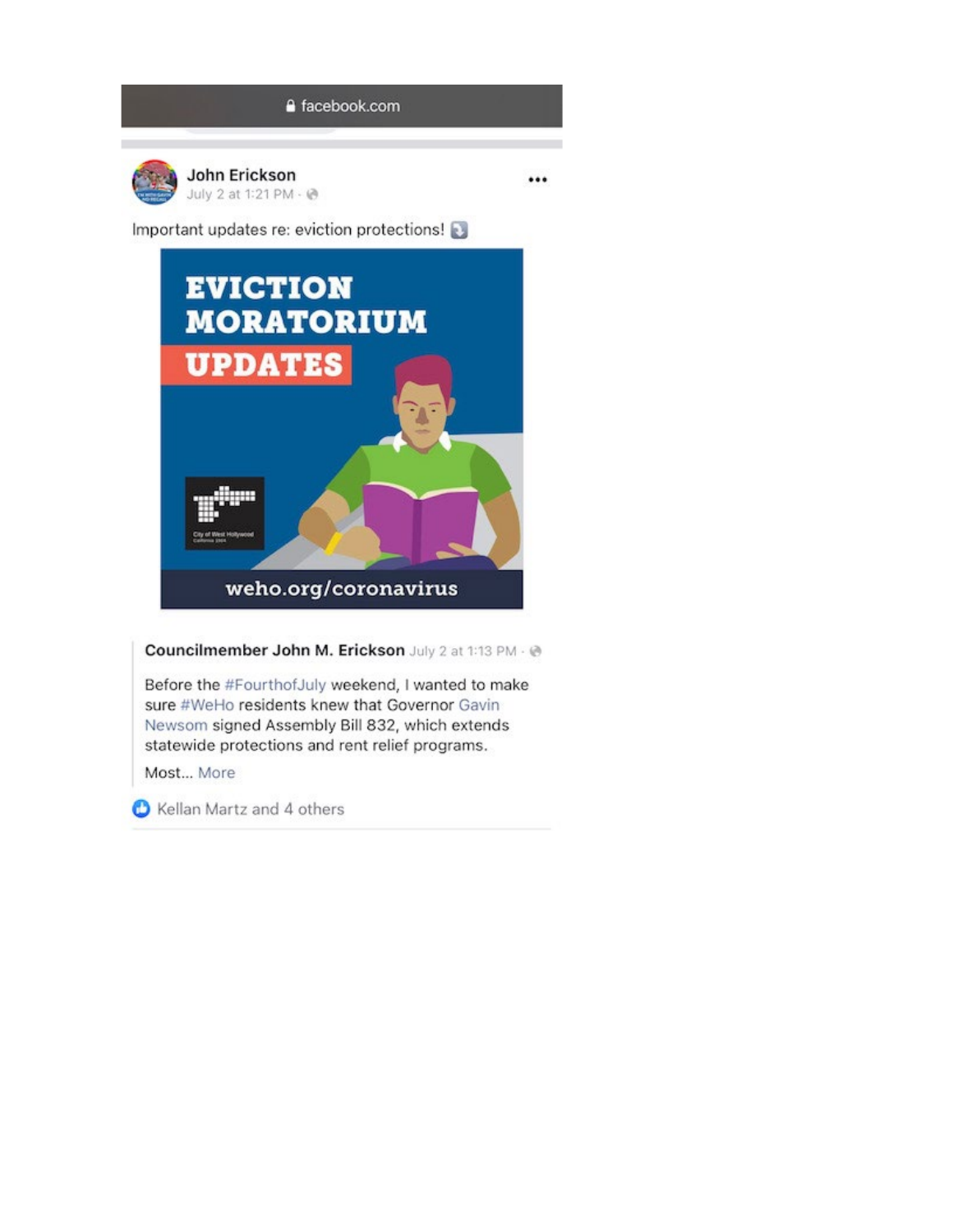facebook.com

**John Erickson**
July 2 at 1:21 PM

Important updates re: eviction protections! ⤵️

EVICTION MORATORIUM
UPDATES

City of West Hollywood
California 1984

weho.org/coronavirus

**Councilmember John M. Erickson** July 2 at 1:13 PM

Before the #FourthofJuly weekend, I wanted to make sure #WeHo residents knew that Governor Gavin Newsom signed Assembly Bill 832, which extends statewide protections and rent relief programs.

Most... More

Kellan Martz and 4 others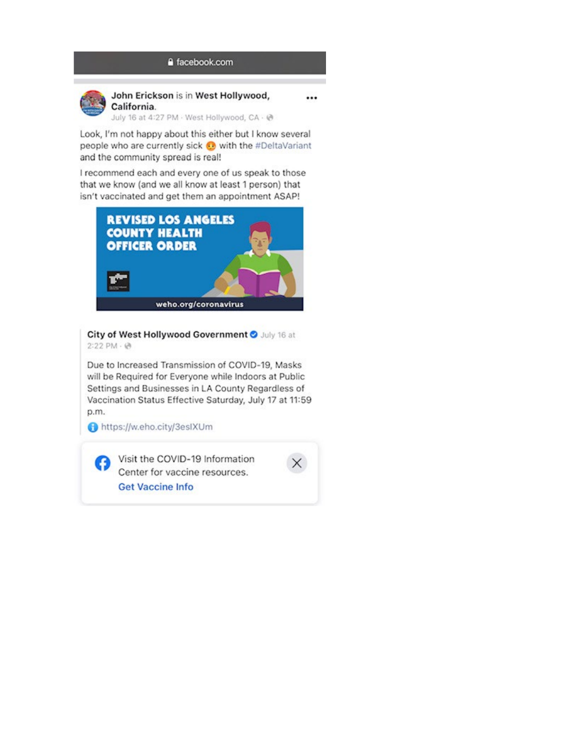facebook.com

**John Erickson** is in **West Hollywood, California**.

July 16 at 4:27 PM · West Hollywood, CA

Look, I'm not happy about this either but I know several people who are currently sick 🥵 with the #DeltaVariant and the community spread is real!

I recommend each and every one of us speak to those that we know (and we all know at least 1 person) that isn't vaccinated and get them an appointment ASAP!

**REVISED LOS ANGELES COUNTY HEALTH OFFICER ORDER**

weho.org/coronavirus

**City of West Hollywood Government** July 16 at 2:22 PM

Due to Increased Transmission of COVID-19, Masks will be Required for Everyone while Indoors at Public Settings and Businesses in LA County Regardless of Vaccination Status Effective Saturday, July 17 at 11:59 p.m.

https://w.eho.city/3esIXUm

Visit the COVID-19 Information Center for vaccine resources.

Get Vaccine Info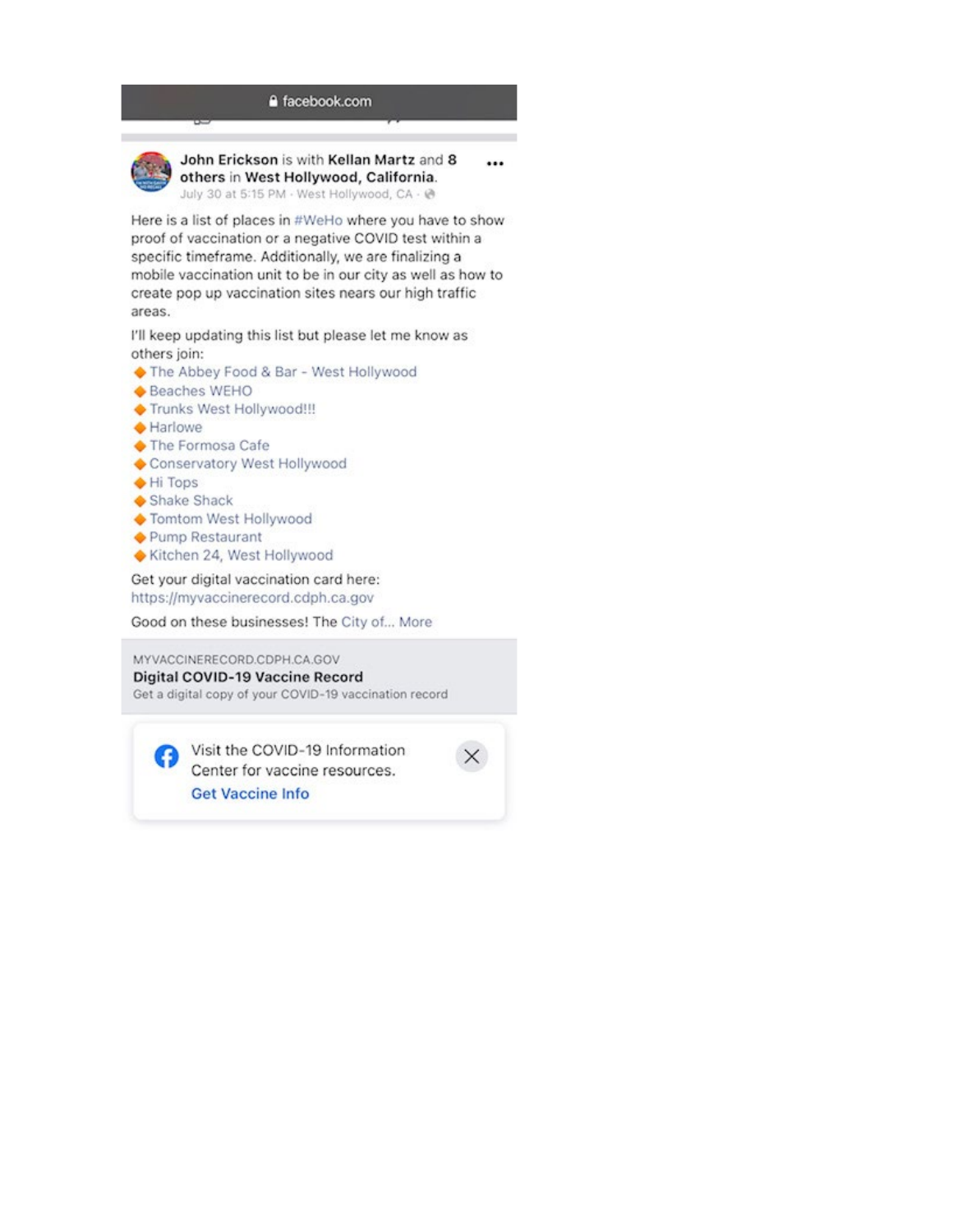facebook.com

**John Erickson** is with **Kellan Martz** and **8 others** in **West Hollywood, California**.

July 30 at 5:15 PM · West Hollywood, CA ·

Here is a list of places in #WeHo where you have to show proof of vaccination or a negative COVID test within a specific timeframe. Additionally, we are finalizing a mobile vaccination unit to be in our city as well as how to create pop up vaccination sites nears our high traffic areas.

I'll keep updating this list but please let me know as others join:

- The Abbey Food & Bar - West Hollywood
- Beaches WEHO
- Trunks West Hollywood!!!
- Harlowe
- The Formosa Cafe
- Conservatory West Hollywood
- Hi Tops
- Shake Shack
- Tomtom West Hollywood
- Pump Restaurant
- Kitchen 24, West Hollywood

Get your digital vaccination card here: https://myvaccinerecord.cdph.ca.gov

Good on these businesses! The City of... More

MYVACCINERECORD.CDPH.CA.GOV

**Digital COVID-19 Vaccine Record**

Get a digital copy of your COVID-19 vaccination record

Visit the COVID-19 Information Center for vaccine resources.

Get Vaccine Info